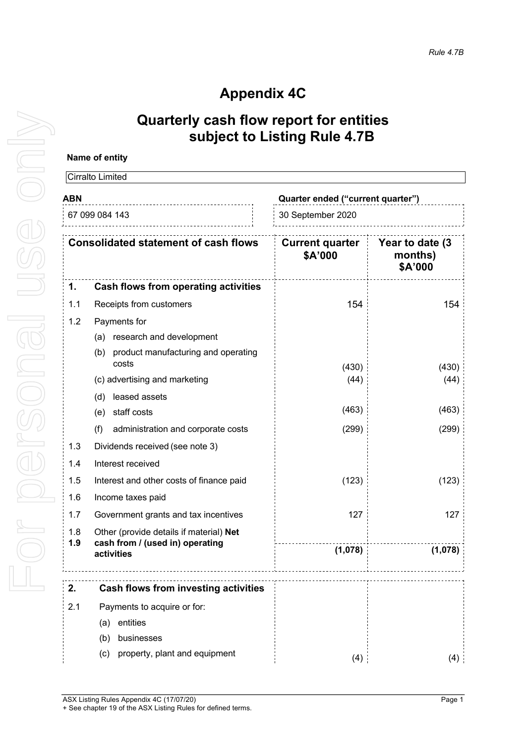# Appendix 4C

# Quarterly cash flow report for entities subject to Listing Rule 4.7B

**Name of entity**

Cirralto Limited

| ABN | Quarter ended ("current quarter") |
|---|---|
| 67 099 084 143 | 30 September 2020 |

| | Consolidated statement of cash flows | Current quarter \$A'000 | Year to date (3 months) \$A'000 |
|---|---|---|---|
| **1.** | **Cash flows from operating activities** | | |
| 1.1 | Receipts from customers | 154 | 154 |
| 1.2 | Payments for | | |
| | (a) research and development | | |
| | (b) product manufacturing and operating costs | (430) | (430) |
| | (c) advertising and marketing | (44) | (44) |
| | (d) leased assets | | |
| | (e) staff costs | (463) | (463) |
| | (f) administration and corporate costs | (299) | (299) |
| 1.3 | Dividends received (see note 3) | | |
| 1.4 | Interest received | | |
| 1.5 | Interest and other costs of finance paid | (123) | (123) |
| 1.6 | Income taxes paid | | |
| 1.7 | Government grants and tax incentives | 127 | 127 |
| 1.8 | Other (provide details if material) | | |
| **1.9** | **Net cash from / (used in) operating activities** | **(1,078)** | **(1,078)** |
| **2.** | **Cash flows from investing activities** | | |
| 2.1 | Payments to acquire or for: | | |
| | (a) entities | | |
| | (b) businesses | | |
| | (c) property, plant and equipment | (4) | (4) |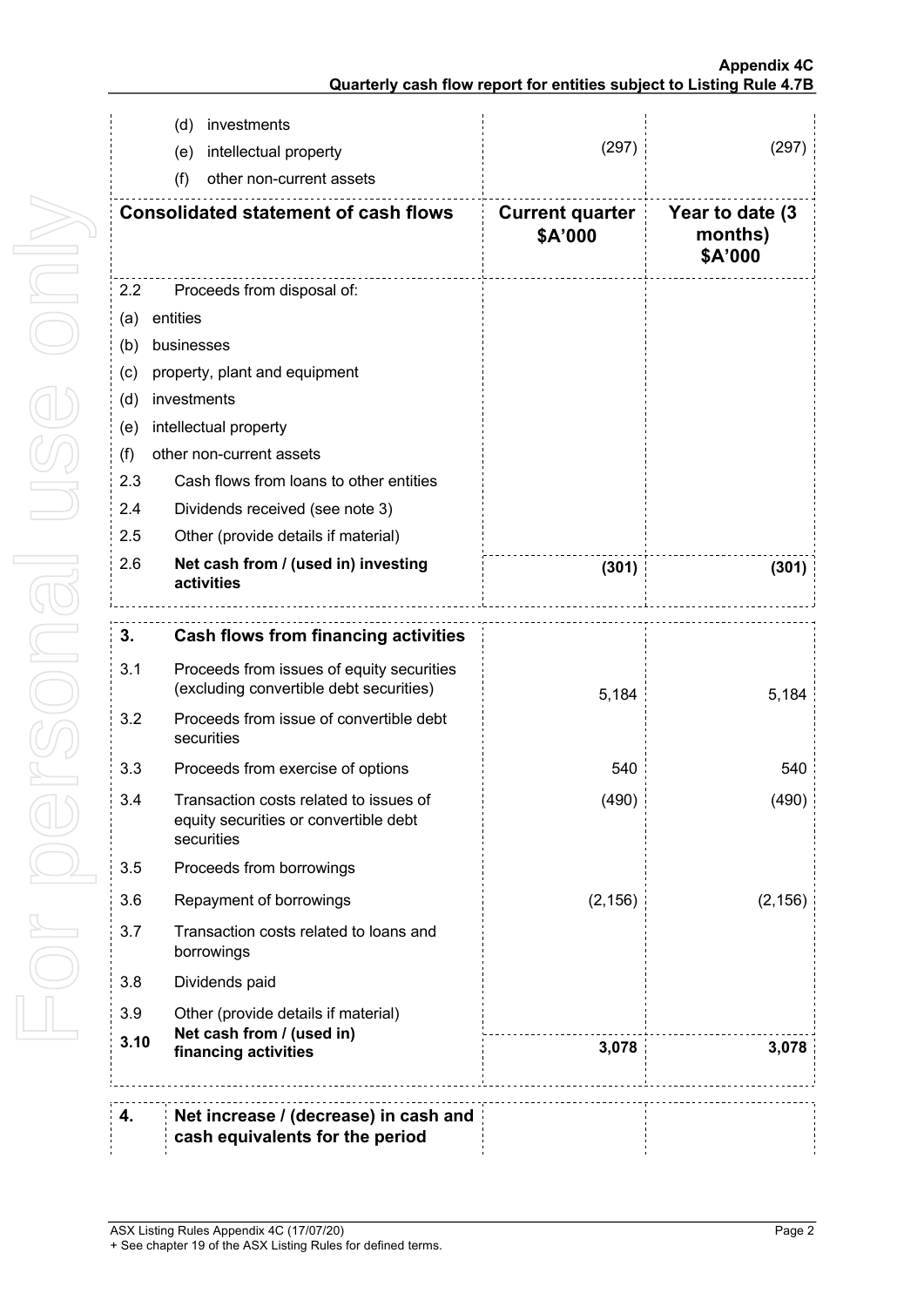| | | Current quarter $A'000 | Year to date (3 months) $A'000 |
|---|---|---|---|
| | (d) investments | | |
| | (e) intellectual property | (297) | (297) |
| | (f) other non-current assets | | |
| **Consolidated statement of cash flows** | | **Current quarter $A'000** | **Year to date (3 months) $A'000** |
| 2.2 | Proceeds from disposal of: | | |
| (a) | entities | | |
| (b) | businesses | | |
| (c) | property, plant and equipment | | |
| (d) | investments | | |
| (e) | intellectual property | | |
| (f) | other non-current assets | | |
| 2.3 | Cash flows from loans to other entities | | |
| 2.4 | Dividends received (see note 3) | | |
| 2.5 | Other (provide details if material) | | |
| 2.6 | **Net cash from / (used in) investing activities** | **(301)** | **(301)** |
| **3.** | **Cash flows from financing activities** | | |
| 3.1 | Proceeds from issues of equity securities (excluding convertible debt securities) | 5,184 | 5,184 |
| 3.2 | Proceeds from issue of convertible debt securities | | |
| 3.3 | Proceeds from exercise of options | 540 | 540 |
| 3.4 | Transaction costs related to issues of equity securities or convertible debt securities | (490) | (490) |
| 3.5 | Proceeds from borrowings | | |
| 3.6 | Repayment of borrowings | (2,156) | (2,156) |
| 3.7 | Transaction costs related to loans and borrowings | | |
| 3.8 | Dividends paid | | |
| 3.9 | Other (provide details if material) | | |
| **3.10** | **Net cash from / (used in) financing activities** | **3,078** | **3,078** |
| **4.** | **Net increase / (decrease) in cash and cash equivalents for the period** | | |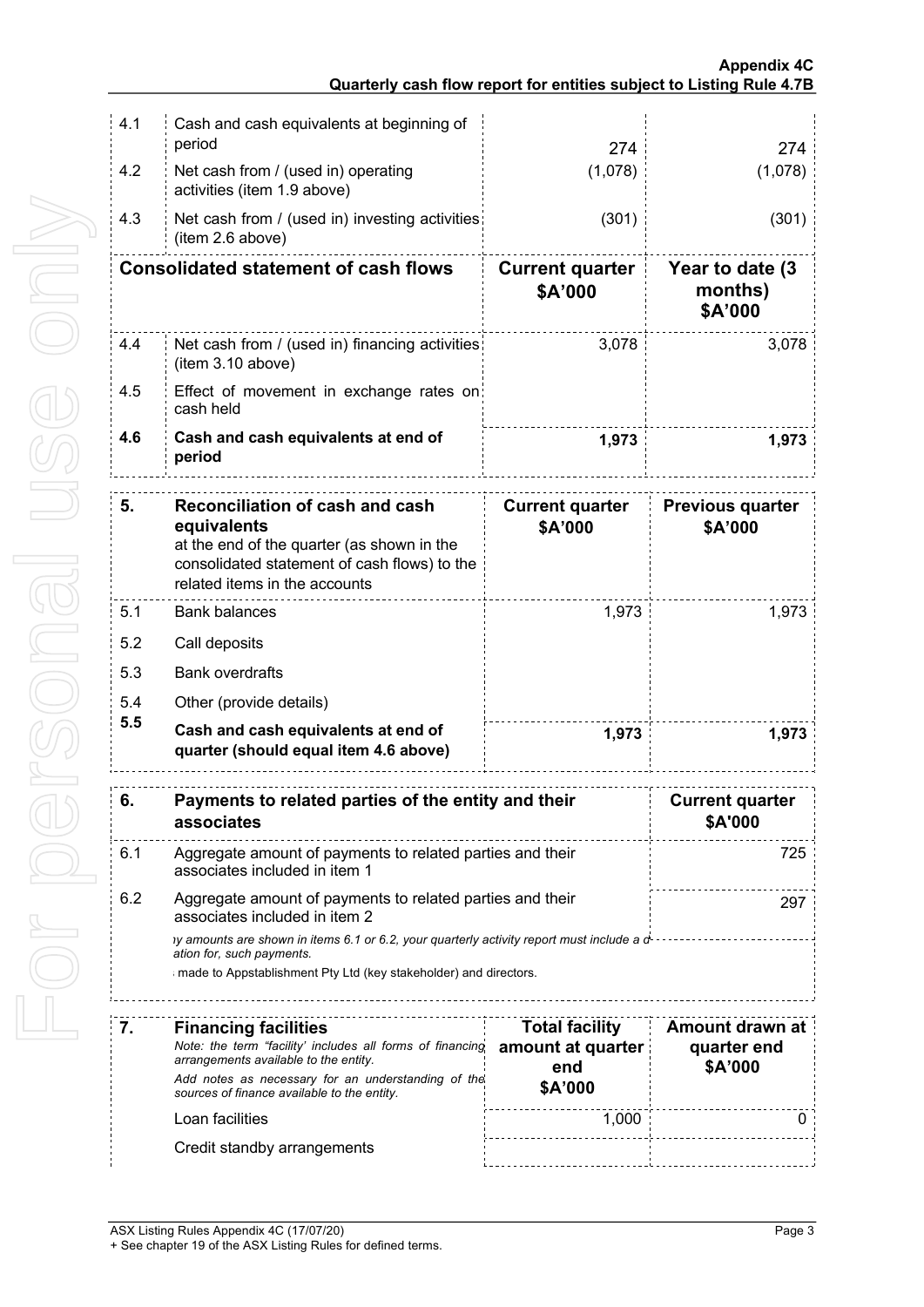| | | | |
|---|---|---|---|
| 4.1 | Cash and cash equivalents at beginning of period | 274 | 274 |
| 4.2 | Net cash from / (used in) operating activities (item 1.9 above) | (1,078) | (1,078) |
| 4.3 | Net cash from / (used in) investing activities (item 2.6 above) | (301) | (301) |

| **Consolidated statement of cash flows** | | **Current quarter \$A'000** | **Year to date (3 months) \$A'000** |
|---|---|---|---|
| 4.4 | Net cash from / (used in) financing activities (item 3.10 above) | 3,078 | 3,078 |
| 4.5 | Effect of movement in exchange rates on cash held | | |
| **4.6** | **Cash and cash equivalents at end of period** | **1,973** | **1,973** |

| **5.** | **Reconciliation of cash and cash equivalents** at the end of the quarter (as shown in the consolidated statement of cash flows) to the related items in the accounts | **Current quarter \$A'000** | **Previous quarter \$A'000** |
|---|---|---|---|
| 5.1 | Bank balances | 1,973 | 1,973 |
| 5.2 | Call deposits | | |
| 5.3 | Bank overdrafts | | |
| 5.4 | Other (provide details) | | |
| **5.5** | **Cash and cash equivalents at end of quarter (should equal item 4.6 above)** | **1,973** | **1,973** |

| **6.** | **Payments to related parties of the entity and their associates** | **Current quarter \$A'000** |
|---|---|---|
| 6.1 | Aggregate amount of payments to related parties and their associates included in item 1 | 725 |
| 6.2 | Aggregate amount of payments to related parties and their associates included in item 2 | 297 |

*ıy amounts are shown in items 6.1 or 6.2, your quarterly activity report must include a d ation for, such payments.*

ı made to Appstablishment Pty Ltd (key stakeholder) and directors.

| **7.** | **Financing facilities** *Note: the term "facility' includes all forms of financing arrangements available to the entity.* *Add notes as necessary for an understanding of the sources of finance available to the entity.* | **Total facility amount at quarter end \$A'000** | **Amount drawn at quarter end \$A'000** |
|---|---|---|---|
| | Loan facilities | 1,000 | 0 |
| | Credit standby arrangements | | |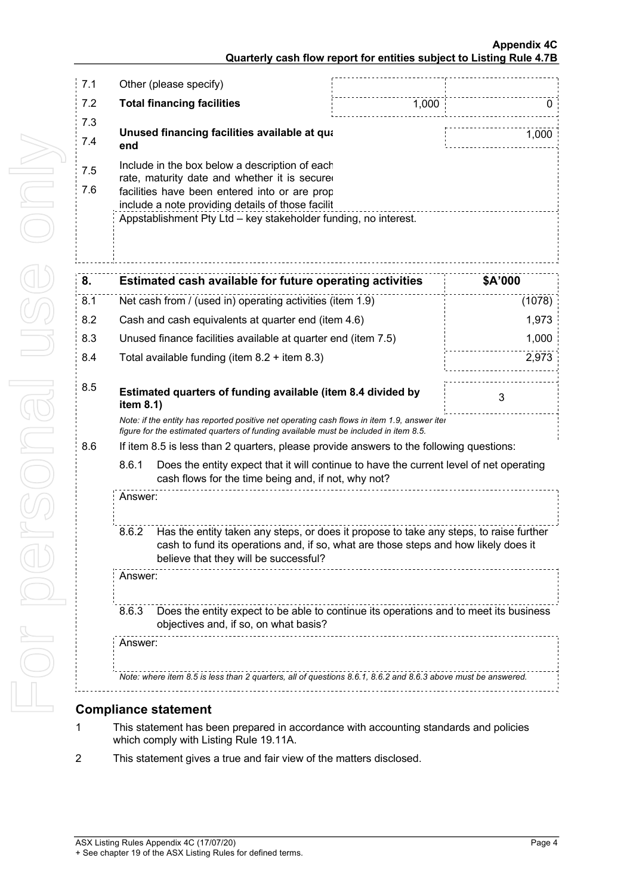| | | | |
|---|---|---|---|
| 7.1 | Other (please specify) | | |
| 7.2 | **Total financing facilities** | 1,000 | 0 |
| 7.3 | | | |
| 7.4 | **Unused financing facilities available at qua end** | | 1,000 |
| 7.5 | Include in the box below a description of each rate, maturity date and whether it is secured facilities have been entered into or are prop include a note providing details of those facilit | | |
| 7.6 | Appstablishment Pty Ltd – key stakeholder funding, no interest. | | |

| 8. | Estimated cash available for future operating activities | $A'000 |
|---|---|---|
| 8.1 | Net cash from / (used in) operating activities (item 1.9) | (1078) |
| 8.2 | Cash and cash equivalents at quarter end (item 4.6) | 1,973 |
| 8.3 | Unused finance facilities available at quarter end (item 7.5) | 1,000 |
| 8.4 | Total available funding (item 8.2 + item 8.3) | 2,973 |
| 8.5 | **Estimated quarters of funding available (item 8.4 divided by item 8.1)** | 3 |

*Note: if the entity has reported positive net operating cash flows in item 1.9, answer iter figure for the estimated quarters of funding available must be included in item 8.5.*

8.6 If item 8.5 is less than 2 quarters, please provide answers to the following questions:

8.6.1 Does the entity expect that it will continue to have the current level of net operating cash flows for the time being and, if not, why not?

Answer:

8.6.2 Has the entity taken any steps, or does it propose to take any steps, to raise further cash to fund its operations and, if so, what are those steps and how likely does it believe that they will be successful?

Answer:

8.6.3 Does the entity expect to be able to continue its operations and to meet its business objectives and, if so, on what basis?

Answer:

*Note: where item 8.5 is less than 2 quarters, all of questions 8.6.1, 8.6.2 and 8.6.3 above must be answered.*

## Compliance statement

1. This statement has been prepared in accordance with accounting standards and policies which comply with Listing Rule 19.11A.
2. This statement gives a true and fair view of the matters disclosed.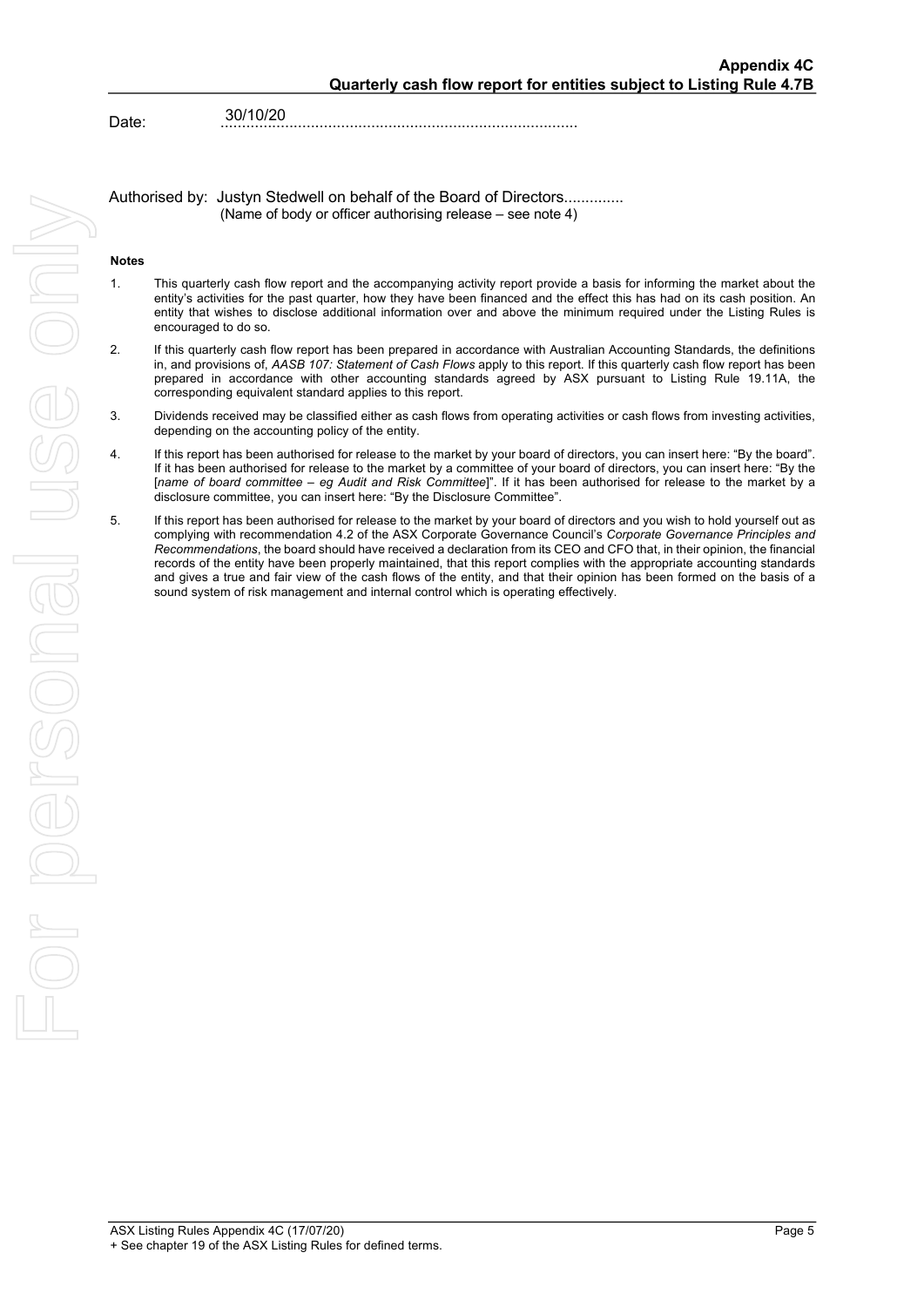Date: 30/10/20

Authorised by: Justyn Stedwell on behalf of the Board of Directors..............
(Name of body or officer authorising release – see note 4)

**Notes**

1. This quarterly cash flow report and the accompanying activity report provide a basis for informing the market about the entity's activities for the past quarter, how they have been financed and the effect this has had on its cash position. An entity that wishes to disclose additional information over and above the minimum required under the Listing Rules is encouraged to do so.
2. If this quarterly cash flow report has been prepared in accordance with Australian Accounting Standards, the definitions in, and provisions of, *AASB 107: Statement of Cash Flows* apply to this report. If this quarterly cash flow report has been prepared in accordance with other accounting standards agreed by ASX pursuant to Listing Rule 19.11A, the corresponding equivalent standard applies to this report.
3. Dividends received may be classified either as cash flows from operating activities or cash flows from investing activities, depending on the accounting policy of the entity.
4. If this report has been authorised for release to the market by your board of directors, you can insert here: "By the board". If it has been authorised for release to the market by a committee of your board of directors, you can insert here: "By the [*name of board committee – eg Audit and Risk Committee*]". If it has been authorised for release to the market by a disclosure committee, you can insert here: "By the Disclosure Committee".
5. If this report has been authorised for release to the market by your board of directors and you wish to hold yourself out as complying with recommendation 4.2 of the ASX Corporate Governance Council's *Corporate Governance Principles and Recommendations*, the board should have received a declaration from its CEO and CFO that, in their opinion, the financial records of the entity have been properly maintained, that this report complies with the appropriate accounting standards and gives a true and fair view of the cash flows of the entity, and that their opinion has been formed on the basis of a sound system of risk management and internal control which is operating effectively.